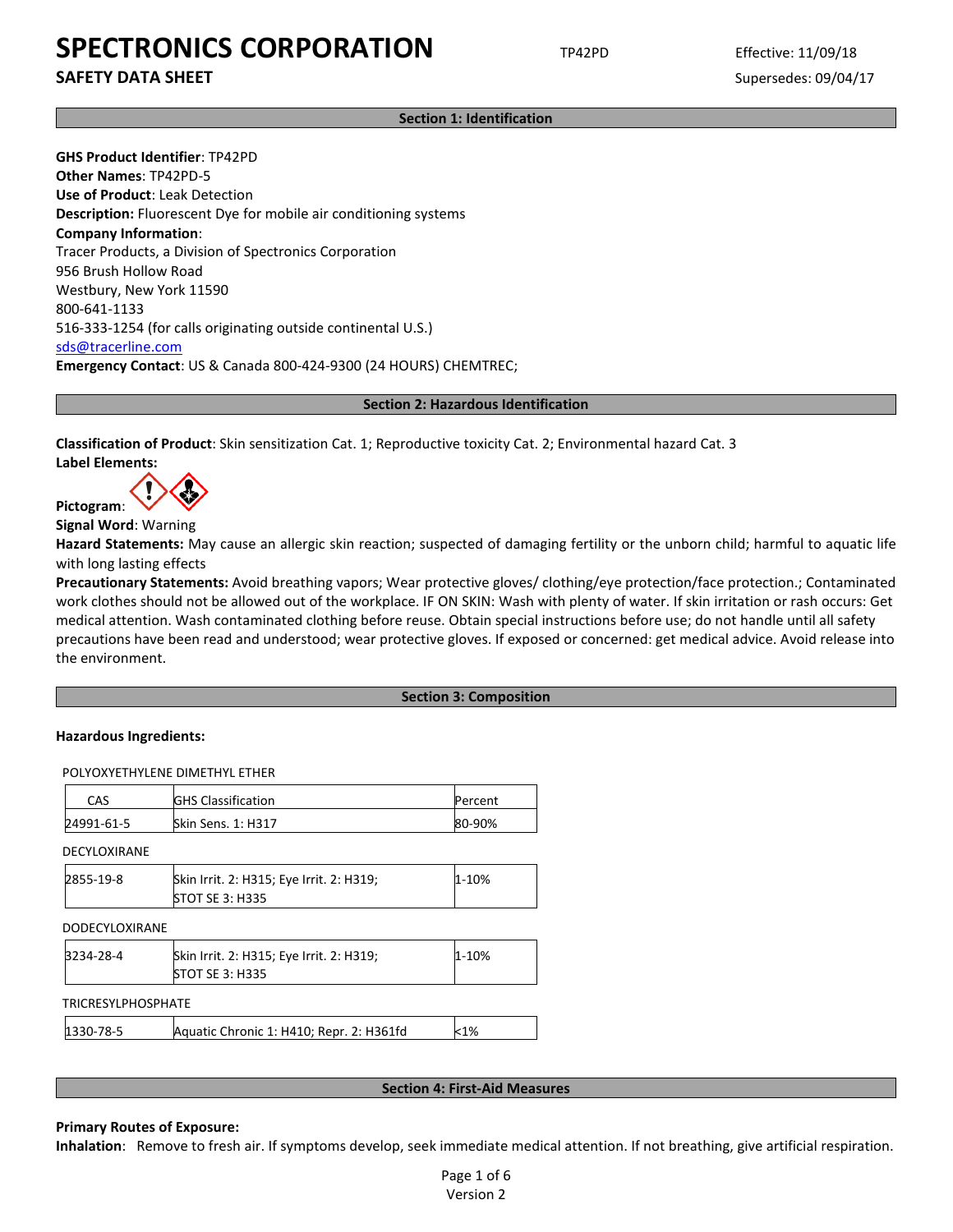# SPECTRONICS CORPORATION

## SAFETY DATA SHEET

TP42PD

Effective: 11/09/18

Supersedes: 09/04/17

## Section 1: Identification

**GHS Product Identifier**: TP42PD
**Other Names**: TP42PD-5
**Use of Product**: Leak Detection
**Description:** Fluorescent Dye for mobile air conditioning systems
**Company Information**:
Tracer Products, a Division of Spectronics Corporation
956 Brush Hollow Road
Westbury, New York 11590
800-641-1133
516-333-1254 (for calls originating outside continental U.S.)
sds@tracerline.com
**Emergency Contact**: US & Canada 800-424-9300 (24 HOURS) CHEMTREC;

## Section 2: Hazardous Identification

**Classification of Product**: Skin sensitization Cat. 1; Reproductive toxicity Cat. 2; Environmental hazard Cat. 3
**Label Elements:**

**Pictogram**:

**Signal Word**: Warning
**Hazard Statements:** May cause an allergic skin reaction; suspected of damaging fertility or the unborn child; harmful to aquatic life with long lasting effects
**Precautionary Statements:** Avoid breathing vapors; Wear protective gloves/ clothing/eye protection/face protection.; Contaminated work clothes should not be allowed out of the workplace. IF ON SKIN: Wash with plenty of water. If skin irritation or rash occurs: Get medical attention. Wash contaminated clothing before reuse. Obtain special instructions before use; do not handle until all safety precautions have been read and understood; wear protective gloves. If exposed or concerned: get medical advice. Avoid release into the environment.

## Section 3: Composition

**Hazardous Ingredients:**

POLYOXYETHYLENE DIMETHYL ETHER

| CAS | GHS Classification | Percent |
|---|---|---|
| 24991-61-5 | Skin Sens. 1: H317 | 80-90% |

DECYLOXIRANE

| CAS | GHS Classification | Percent |
|---|---|---|
| 2855-19-8 | Skin Irrit. 2: H315; Eye Irrit. 2: H319; STOT SE 3: H335 | 1-10% |

DODECYLOXIRANE

| CAS | GHS Classification | Percent |
|---|---|---|
| 3234-28-4 | Skin Irrit. 2: H315; Eye Irrit. 2: H319; STOT SE 3: H335 | 1-10% |

TRICRESYLPHOSPHATE

| CAS | GHS Classification | Percent |
|---|---|---|
| 1330-78-5 | Aquatic Chronic 1: H410; Repr. 2: H361fd | <1% |

## Section 4: First-Aid Measures

**Primary Routes of Exposure:**
**Inhalation**: Remove to fresh air. If symptoms develop, seek immediate medical attention. If not breathing, give artificial respiration.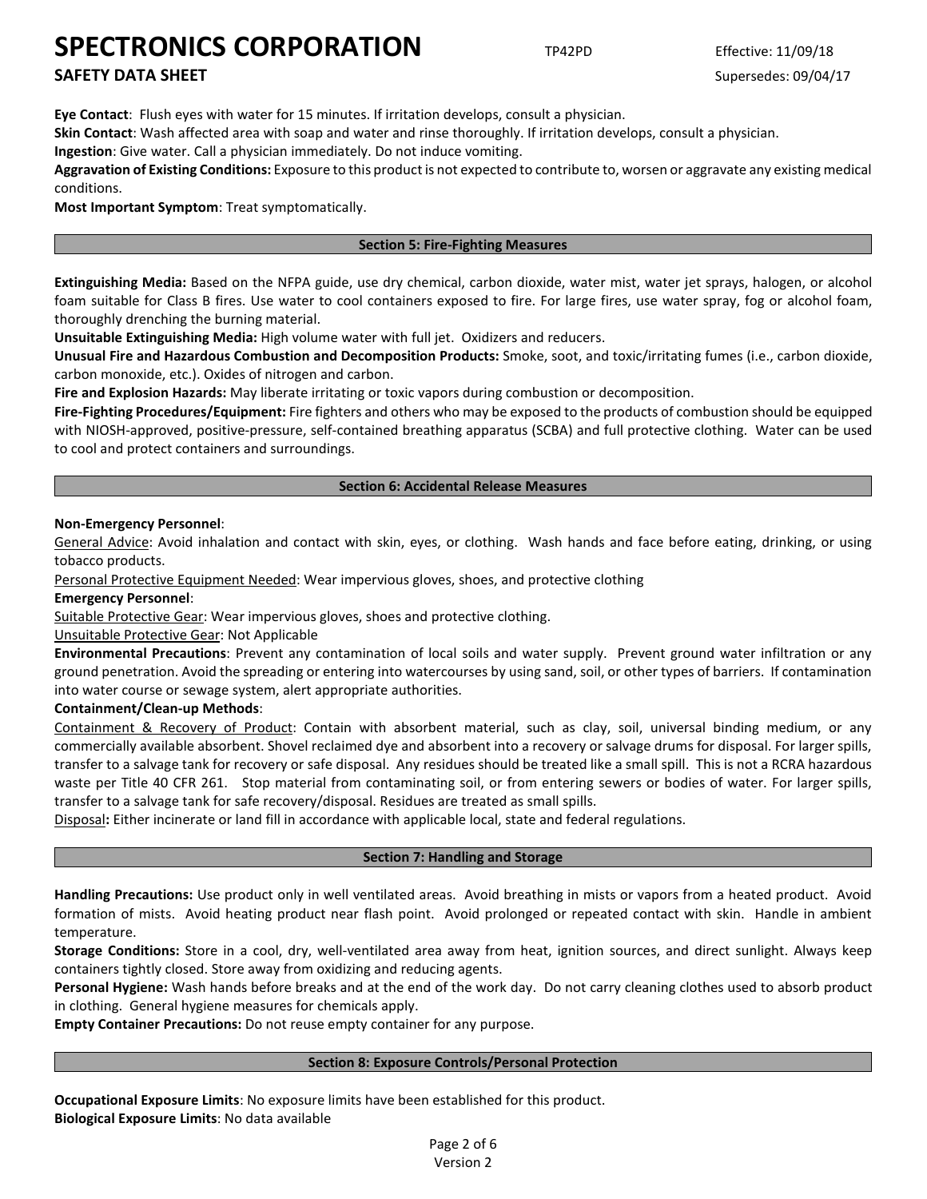**Eye Contact**: Flush eyes with water for 15 minutes. If irritation develops, consult a physician.

**Skin Contact**: Wash affected area with soap and water and rinse thoroughly. If irritation develops, consult a physician.

**Ingestion**: Give water. Call a physician immediately. Do not induce vomiting.

**Aggravation of Existing Conditions:** Exposure to this product is not expected to contribute to, worsen or aggravate any existing medical conditions.

**Most Important Symptom**: Treat symptomatically.

## Section 5: Fire-Fighting Measures

**Extinguishing Media:** Based on the NFPA guide, use dry chemical, carbon dioxide, water mist, water jet sprays, halogen, or alcohol foam suitable for Class B fires. Use water to cool containers exposed to fire. For large fires, use water spray, fog or alcohol foam, thoroughly drenching the burning material.

**Unsuitable Extinguishing Media:** High volume water with full jet. Oxidizers and reducers.

**Unusual Fire and Hazardous Combustion and Decomposition Products:** Smoke, soot, and toxic/irritating fumes (i.e., carbon dioxide, carbon monoxide, etc.). Oxides of nitrogen and carbon.

**Fire and Explosion Hazards:** May liberate irritating or toxic vapors during combustion or decomposition.

**Fire-Fighting Procedures/Equipment:** Fire fighters and others who may be exposed to the products of combustion should be equipped with NIOSH-approved, positive-pressure, self-contained breathing apparatus (SCBA) and full protective clothing. Water can be used to cool and protect containers and surroundings.

## Section 6: Accidental Release Measures

**Non-Emergency Personnel**:

General Advice: Avoid inhalation and contact with skin, eyes, or clothing. Wash hands and face before eating, drinking, or using tobacco products.

Personal Protective Equipment Needed: Wear impervious gloves, shoes, and protective clothing

**Emergency Personnel**:

Suitable Protective Gear: Wear impervious gloves, shoes and protective clothing.

Unsuitable Protective Gear: Not Applicable

**Environmental Precautions**: Prevent any contamination of local soils and water supply. Prevent ground water infiltration or any ground penetration. Avoid the spreading or entering into watercourses by using sand, soil, or other types of barriers. If contamination into water course or sewage system, alert appropriate authorities.

**Containment/Clean-up Methods**:

Containment & Recovery of Product: Contain with absorbent material, such as clay, soil, universal binding medium, or any commercially available absorbent. Shovel reclaimed dye and absorbent into a recovery or salvage drums for disposal. For larger spills, transfer to a salvage tank for recovery or safe disposal. Any residues should be treated like a small spill. This is not a RCRA hazardous waste per Title 40 CFR 261. Stop material from contaminating soil, or from entering sewers or bodies of water. For larger spills, transfer to a salvage tank for safe recovery/disposal. Residues are treated as small spills.

Disposal**:** Either incinerate or land fill in accordance with applicable local, state and federal regulations.

## Section 7: Handling and Storage

**Handling Precautions:** Use product only in well ventilated areas. Avoid breathing in mists or vapors from a heated product. Avoid formation of mists. Avoid heating product near flash point. Avoid prolonged or repeated contact with skin. Handle in ambient temperature.

**Storage Conditions:** Store in a cool, dry, well-ventilated area away from heat, ignition sources, and direct sunlight. Always keep containers tightly closed. Store away from oxidizing and reducing agents.

**Personal Hygiene:** Wash hands before breaks and at the end of the work day. Do not carry cleaning clothes used to absorb product in clothing. General hygiene measures for chemicals apply.

**Empty Container Precautions:** Do not reuse empty container for any purpose.

## Section 8: Exposure Controls/Personal Protection

**Occupational Exposure Limits**: No exposure limits have been established for this product.

**Biological Exposure Limits**: No data available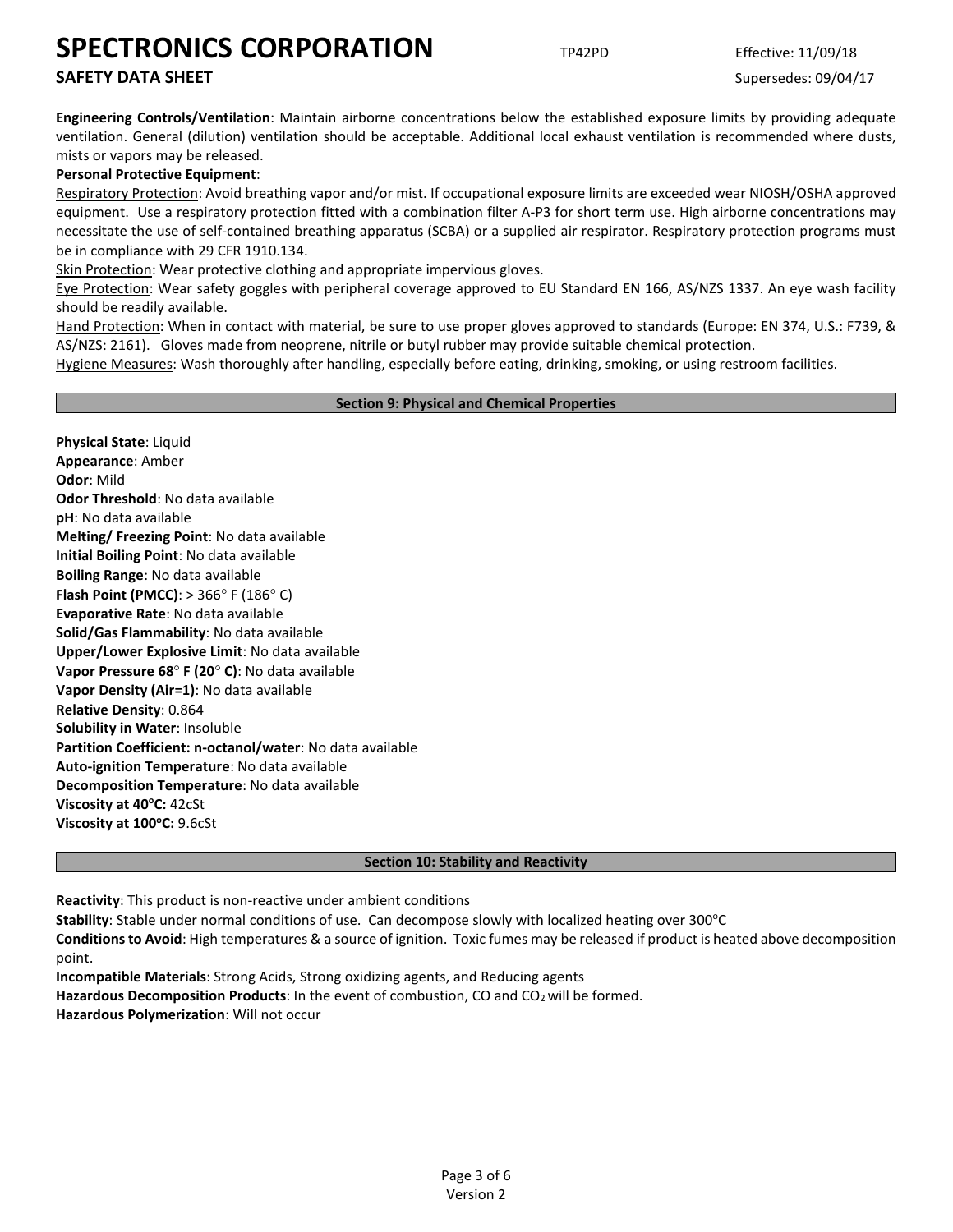**Engineering Controls/Ventilation**: Maintain airborne concentrations below the established exposure limits by providing adequate ventilation. General (dilution) ventilation should be acceptable. Additional local exhaust ventilation is recommended where dusts, mists or vapors may be released.

**Personal Protective Equipment**:

Respiratory Protection: Avoid breathing vapor and/or mist. If occupational exposure limits are exceeded wear NIOSH/OSHA approved equipment. Use a respiratory protection fitted with a combination filter A-P3 for short term use. High airborne concentrations may necessitate the use of self-contained breathing apparatus (SCBA) or a supplied air respirator. Respiratory protection programs must be in compliance with 29 CFR 1910.134.

Skin Protection: Wear protective clothing and appropriate impervious gloves.

Eye Protection: Wear safety goggles with peripheral coverage approved to EU Standard EN 166, AS/NZS 1337. An eye wash facility should be readily available.

Hand Protection: When in contact with material, be sure to use proper gloves approved to standards (Europe: EN 374, U.S.: F739, & AS/NZS: 2161). Gloves made from neoprene, nitrile or butyl rubber may provide suitable chemical protection.

Hygiene Measures: Wash thoroughly after handling, especially before eating, drinking, smoking, or using restroom facilities.

## Section 9: Physical and Chemical Properties

**Physical State**: Liquid
**Appearance**: Amber
**Odor**: Mild
**Odor Threshold**: No data available
**pH**: No data available
**Melting/ Freezing Point**: No data available
**Initial Boiling Point**: No data available
**Boiling Range**: No data available
**Flash Point (PMCC)**: > 366° F (186° C)
**Evaporative Rate**: No data available
**Solid/Gas Flammability**: No data available
**Upper/Lower Explosive Limit**: No data available
**Vapor Pressure 68° F (20° C)**: No data available
**Vapor Density (Air=1)**: No data available
**Relative Density**: 0.864
**Solubility in Water**: Insoluble
**Partition Coefficient: n-octanol/water**: No data available
**Auto-ignition Temperature**: No data available
**Decomposition Temperature**: No data available
**Viscosity at 40°C:** 42cSt
**Viscosity at 100°C:** 9.6cSt

## Section 10: Stability and Reactivity

**Reactivity**: This product is non-reactive under ambient conditions
**Stability**: Stable under normal conditions of use. Can decompose slowly with localized heating over 300°C
**Conditions to Avoid**: High temperatures & a source of ignition. Toxic fumes may be released if product is heated above decomposition point.
**Incompatible Materials**: Strong Acids, Strong oxidizing agents, and Reducing agents
**Hazardous Decomposition Products**: In the event of combustion, CO and $CO_2$ will be formed.
**Hazardous Polymerization**: Will not occur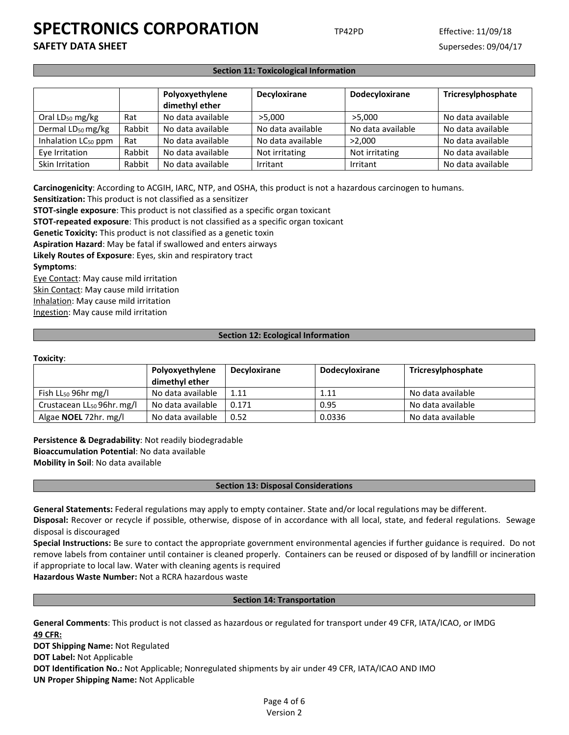## Section 11: Toxicological Information

| | | Polyoxyethylene dimethyl ether | Decyloxirane | Dodecyloxirane | Tricresylphosphate |
|---|---|---|---|---|---|
| Oral $LD_{50}$ mg/kg | Rat | No data available | >5,000 | >5,000 | No data available |
| Dermal $LD_{50}$ mg/kg | Rabbit | No data available | No data available | No data available | No data available |
| Inhalation $LC_{50}$ ppm | Rat | No data available | No data available | >2,000 | No data available |
| Eye Irritation | Rabbit | No data available | Not irritating | Not irritating | No data available |
| Skin Irritation | Rabbit | No data available | Irritant | Irritant | No data available |

**Carcinogenicity**: According to ACGIH, IARC, NTP, and OSHA, this product is not a hazardous carcinogen to humans.
**Sensitization:** This product is not classified as a sensitizer
**STOT-single exposure**: This product is not classified as a specific organ toxicant
**STOT-repeated exposure**: This product is not classified as a specific organ toxicant
**Genetic Toxicity:** This product is not classified as a genetic toxin
**Aspiration Hazard**: May be fatal if swallowed and enters airways
**Likely Routes of Exposure**: Eyes, skin and respiratory tract
**Symptoms**:
Eye Contact: May cause mild irritation
Skin Contact: May cause mild irritation
Inhalation: May cause mild irritation
Ingestion: May cause mild irritation

## Section 12: Ecological Information

**Toxicity**:

| | Polyoxyethylene dimethyl ether | Decyloxirane | Dodecyloxirane | Tricresylphosphate |
|---|---|---|---|---|
| Fish $LL_{50}$ 96hr mg/l | No data available | 1.11 | 1.11 | No data available |
| Crustacean $LL_{50}$ 96hr. mg/l | No data available | 0.171 | 0.95 | No data available |
| Algae **NOEL** 72hr. mg/l | No data available | 0.52 | 0.0336 | No data available |

**Persistence & Degradability**: Not readily biodegradable
**Bioaccumulation Potential**: No data available
**Mobility in Soil**: No data available

## Section 13: Disposal Considerations

**General Statements:** Federal regulations may apply to empty container. State and/or local regulations may be different.
**Disposal:** Recover or recycle if possible, otherwise, dispose of in accordance with all local, state, and federal regulations. Sewage disposal is discouraged
**Special Instructions:** Be sure to contact the appropriate government environmental agencies if further guidance is required. Do not remove labels from container until container is cleaned properly. Containers can be reused or disposed of by landfill or incineration if appropriate to local law. Water with cleaning agents is required
**Hazardous Waste Number:** Not a RCRA hazardous waste

## Section 14: Transportation

**General Comments**: This product is not classed as hazardous or regulated for transport under 49 CFR, IATA/ICAO, or IMDG
**49 CFR:**
**DOT Shipping Name:** Not Regulated
**DOT Label:** Not Applicable
**DOT Identification No.:** Not Applicable; Nonregulated shipments by air under 49 CFR, IATA/ICAO AND IMO
**UN Proper Shipping Name:** Not Applicable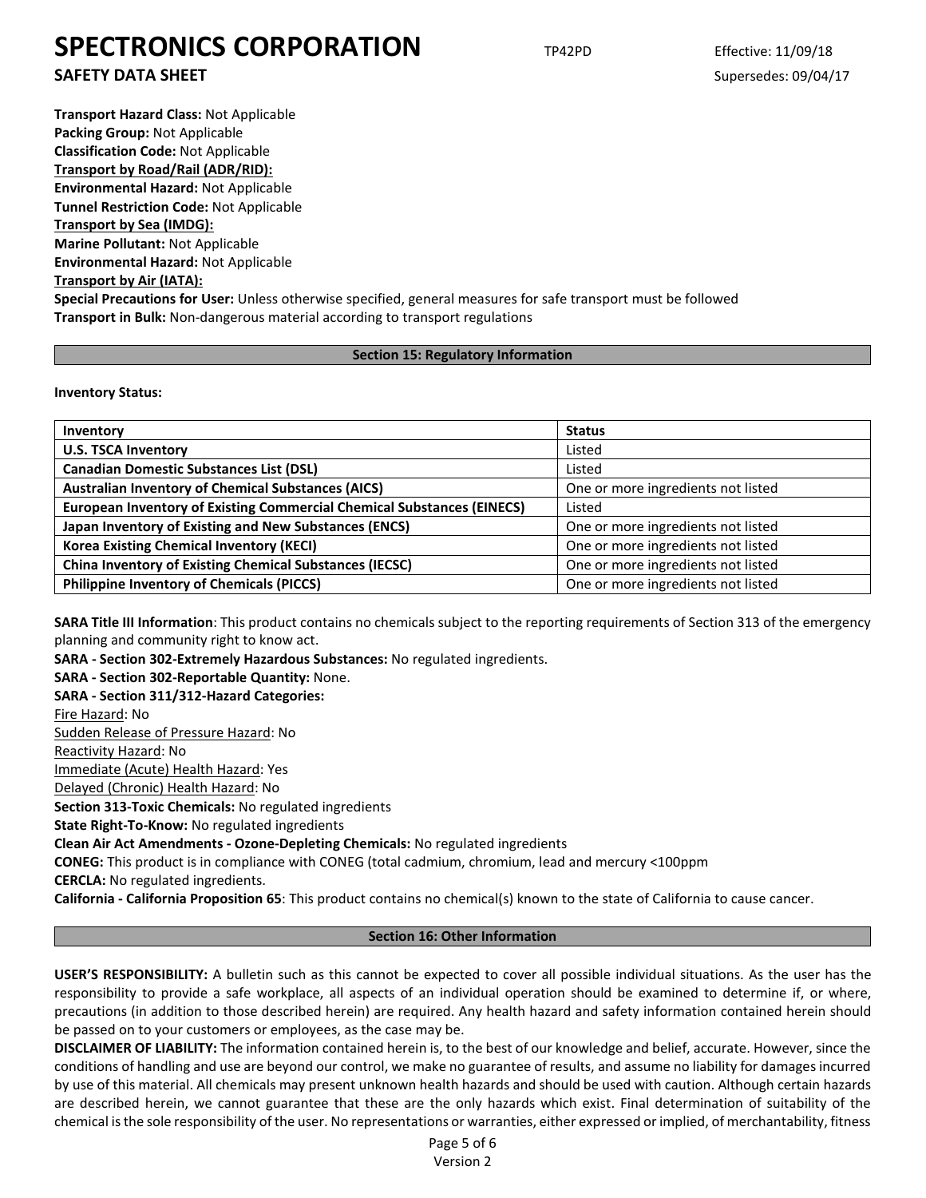**Transport Hazard Class:** Not Applicable
**Packing Group:** Not Applicable
**Classification Code:** Not Applicable
**Transport by Road/Rail (ADR/RID):**
**Environmental Hazard:** Not Applicable
**Tunnel Restriction Code:** Not Applicable
**Transport by Sea (IMDG):**
**Marine Pollutant:** Not Applicable
**Environmental Hazard:** Not Applicable
**Transport by Air (IATA):**
**Special Precautions for User:** Unless otherwise specified, general measures for safe transport must be followed
**Transport in Bulk:** Non-dangerous material according to transport regulations

## Section 15: Regulatory Information

**Inventory Status:**

| Inventory | Status |
|---|---|
| **U.S. TSCA Inventory** | Listed |
| **Canadian Domestic Substances List (DSL)** | Listed |
| **Australian Inventory of Chemical Substances (AICS)** | One or more ingredients not listed |
| **European Inventory of Existing Commercial Chemical Substances (EINECS)** | Listed |
| **Japan Inventory of Existing and New Substances (ENCS)** | One or more ingredients not listed |
| **Korea Existing Chemical Inventory (KECI)** | One or more ingredients not listed |
| **China Inventory of Existing Chemical Substances (IECSC)** | One or more ingredients not listed |
| **Philippine Inventory of Chemicals (PICCS)** | One or more ingredients not listed |

**SARA Title III Information**: This product contains no chemicals subject to the reporting requirements of Section 313 of the emergency planning and community right to know act.
**SARA - Section 302-Extremely Hazardous Substances:** No regulated ingredients.
**SARA - Section 302-Reportable Quantity:** None.
**SARA - Section 311/312-Hazard Categories:**
Fire Hazard: No
Sudden Release of Pressure Hazard: No
Reactivity Hazard: No
Immediate (Acute) Health Hazard: Yes
Delayed (Chronic) Health Hazard: No
**Section 313-Toxic Chemicals:** No regulated ingredients
**State Right-To-Know:** No regulated ingredients
**Clean Air Act Amendments - Ozone-Depleting Chemicals:** No regulated ingredients
**CONEG:** This product is in compliance with CONEG (total cadmium, chromium, lead and mercury <100ppm
**CERCLA:** No regulated ingredients.
**California - California Proposition 65**: This product contains no chemical(s) known to the state of California to cause cancer.

## Section 16: Other Information

**USER'S RESPONSIBILITY:** A bulletin such as this cannot be expected to cover all possible individual situations. As the user has the responsibility to provide a safe workplace, all aspects of an individual operation should be examined to determine if, or where, precautions (in addition to those described herein) are required. Any health hazard and safety information contained herein should be passed on to your customers or employees, as the case may be.
**DISCLAIMER OF LIABILITY:** The information contained herein is, to the best of our knowledge and belief, accurate. However, since the conditions of handling and use are beyond our control, we make no guarantee of results, and assume no liability for damages incurred by use of this material. All chemicals may present unknown health hazards and should be used with caution. Although certain hazards are described herein, we cannot guarantee that these are the only hazards which exist. Final determination of suitability of the chemical is the sole responsibility of the user. No representations or warranties, either expressed or implied, of merchantability, fitness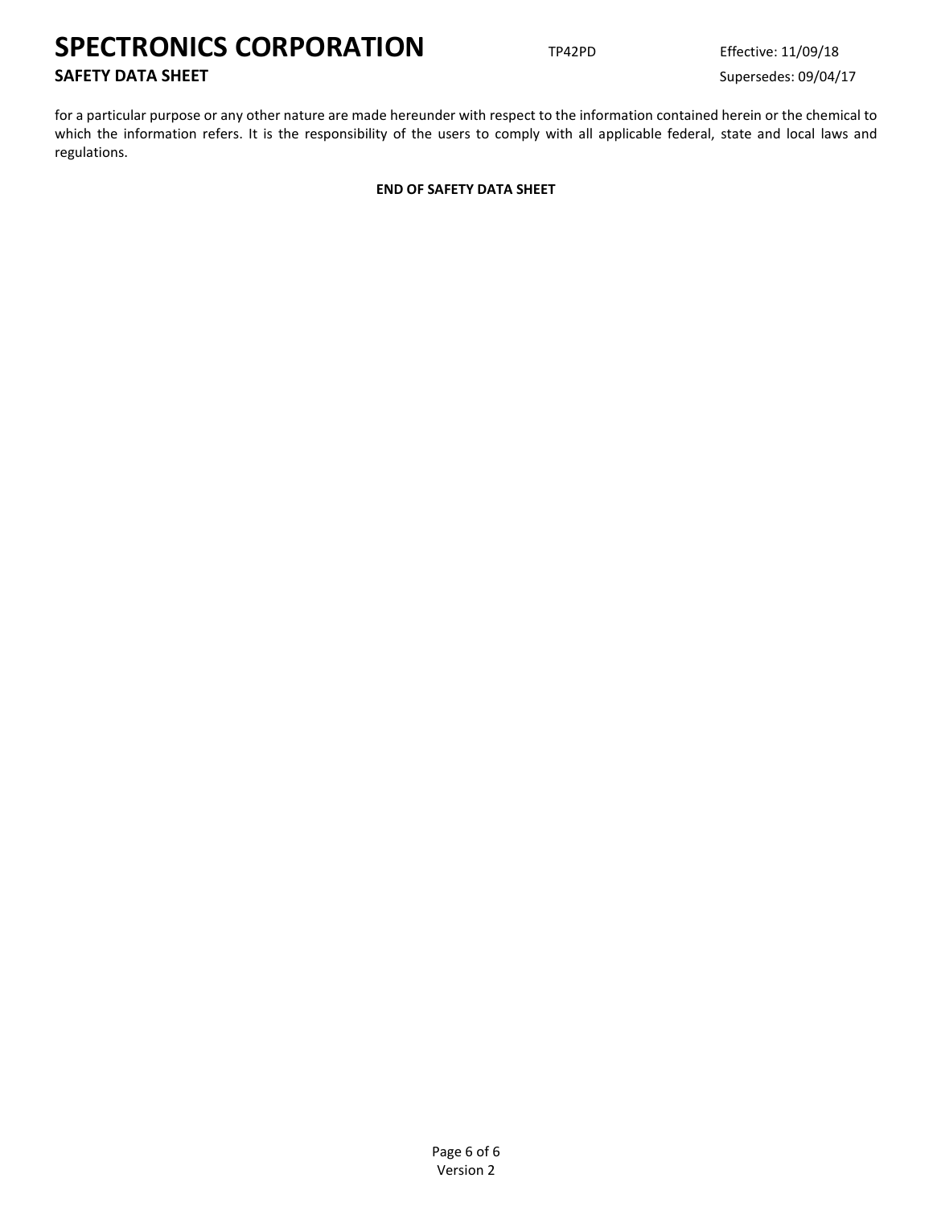for a particular purpose or any other nature are made hereunder with respect to the information contained herein or the chemical to which the information refers. It is the responsibility of the users to comply with all applicable federal, state and local laws and regulations.

**END OF SAFETY DATA SHEET**